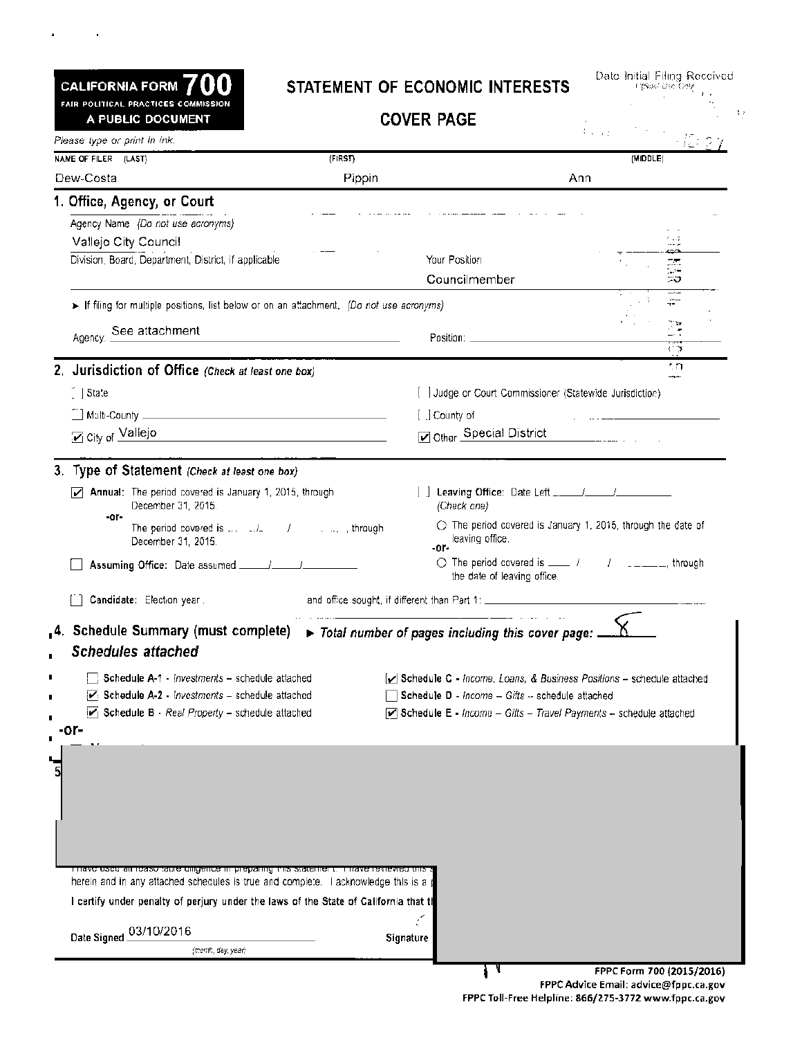**CALIFORNIA FORM 700**
FAIR POLITICAL PRACTICES COMMISSION
A PUBLIC DOCUMENT

# STATEMENT OF ECONOMIC INTERESTS

## COVER PAGE

Date Initial Filing Received
Official Use Only

*Please type or print in ink.*

| NAME OF FILER (LAST) | (FIRST) | (MIDDLE) |
|---|---|---|
| Dew-Costa | Pippin | Ann |

### 1. Office, Agency, or Court

Agency Name *(Do not use acronyms)*
Valleio City Council

Division, Board, Department, District, if applicable

Your Position
Councilmember

► If filing for multiple positions, list below or on an attachment. *(Do not use acronyms)*

Agency: See attachment    Position:

### 2. Jurisdiction of Office *(Check at least one box)*

- [ ] State
- [ ] Judge or Court Commissioner (Statewide Jurisdiction)
- [ ] Multi-County
- [ ] County of
- [x] City of Vallejo
- [x] Other Special District

### 3. Type of Statement *(Check at least one box)*

- [x] **Annual:** The period covered is January 1, 2015, through December 31, 2015.
  -or-
  The period covered is \_\_/\_\_/\_\_, through December 31, 2015.
- [ ] **Assuming Office:** Date assumed \_\_/\_\_/\_\_
- [ ] **Candidate:** Election year \_\_ and office sought, if different than Part 1: \_\_
- [ ] **Leaving Office:** Date Left \_\_/\_\_/\_\_
  *(Check one)*
  - ○ The period covered is January 1, 2015, through the date of leaving office.
  - -or-
  - ○ The period covered is \_\_/\_\_/\_\_, through the date of leaving office.

### 4. Schedule Summary (must complete) ► *Total number of pages including this cover page:* 8

***Schedules attached***

- [ ] Schedule A-1 - *Investments* – schedule attached
- [x] Schedule A-2 - *Investments* – schedule attached
- [x] Schedule B - *Real Property* – schedule attached
- [x] Schedule C - *Income, Loans, & Business Positions* – schedule attached
- [ ] Schedule D - *Income – Gifts* – schedule attached
- [x] Schedule E - *Income – Gifts – Travel Payments* – schedule attached

-or-

I have used all reasonable diligence in preparing this statement. I have reviewed this s... herein and in any attached schedules is true and complete. I acknowledge this is a p...

I certify under penalty of perjury under the laws of the State of California that t...

Date Signed 03/10/2016
(month, day, year)

Signature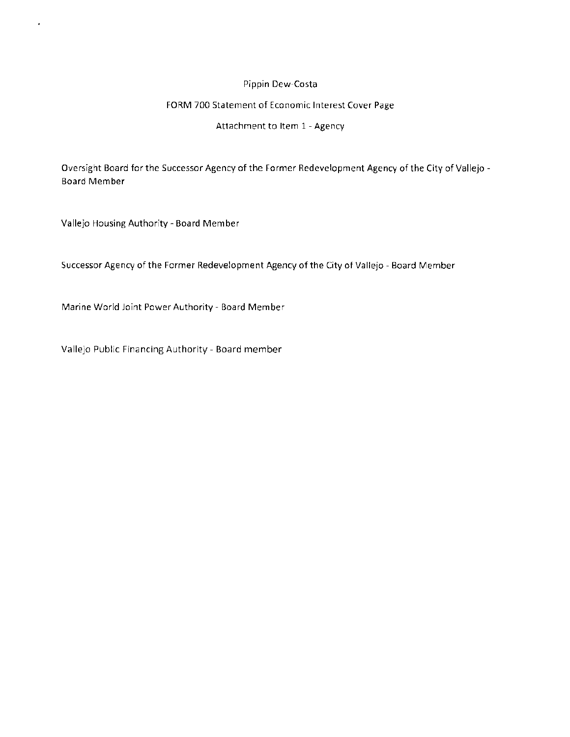Pippin Dew-Costa

FORM 700 Statement of Economic Interest Cover Page

Attachment to Item 1 - Agency

Oversight Board for the Successor Agency of the Former Redevelopment Agency of the City of Vallejo - Board Member

Vallejo Housing Authority - Board Member

Successor Agency of the Former Redevelopment Agency of the City of Vallejo - Board Member

Marine World Joint Power Authority - Board Member

Vallejo Public Financing Authority - Board member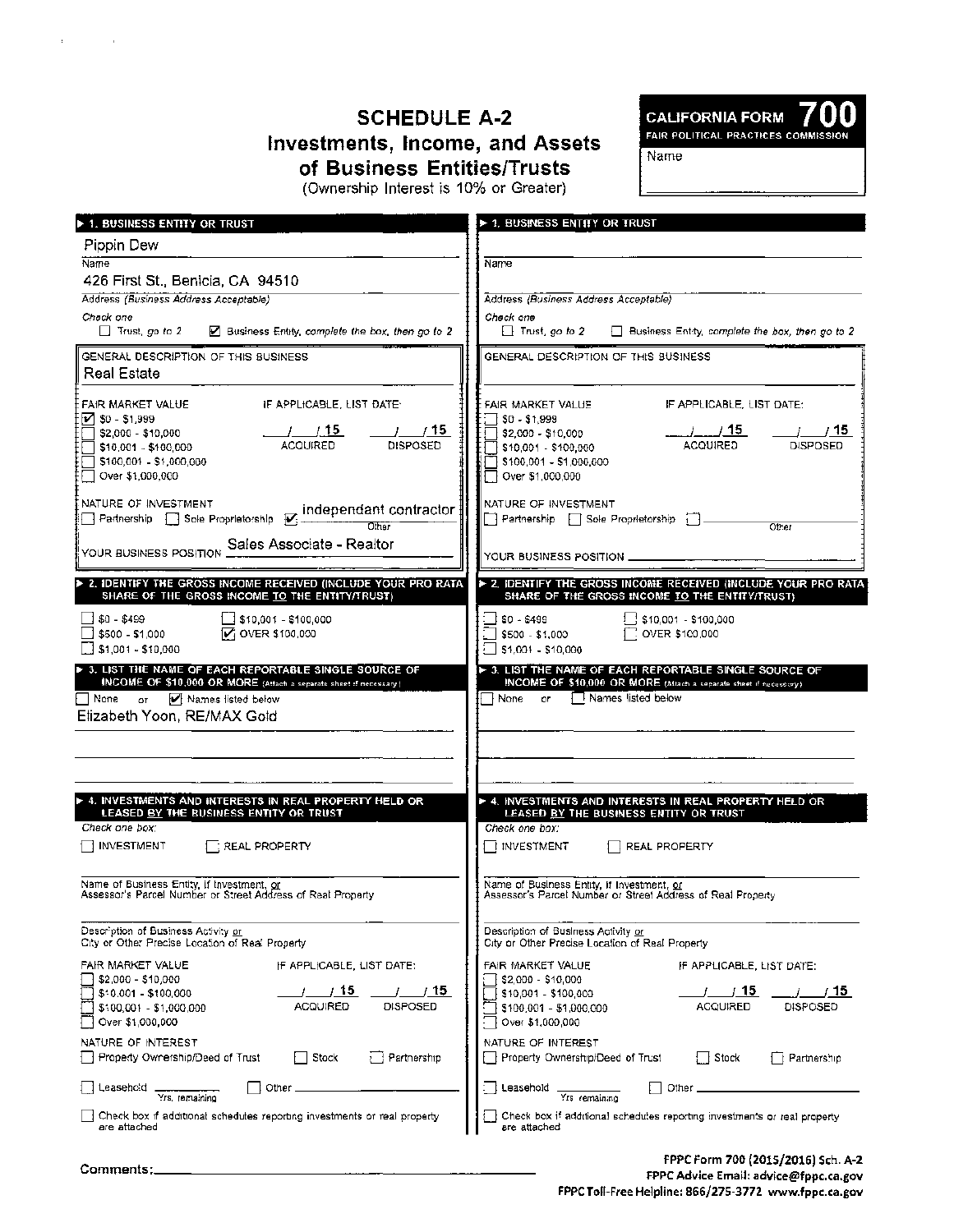# SCHEDULE A-2
## Investments, Income, and Assets of Business Entities/Trusts
(Ownership Interest is 10% or Greater)

**CALIFORNIA FORM 700**
FAIR POLITICAL PRACTICES COMMISSION

Name

---

### ▶ 1. BUSINESS ENTITY OR TRUST

Pippin Dew
Name

426 First St., Benicia, CA 94510
Address *(Business Address Acceptable)*

*Check one*
☐ Trust, *go to 2* ☑ Business Entity, *complete the box, then go to 2*

GENERAL DESCRIPTION OF THIS BUSINESS
Real Estate

FAIR MARKET VALUE
☑ $0 - $1,999
☐ $2,000 - $10,000
☐ $10,001 - $100,000
☐ $100,001 - $1,000,000
☐ Over $1,000,000

IF APPLICABLE, LIST DATE:
\_\_/\_\_/15 ACQUIRED \_\_/\_\_/15 DISPOSED

NATURE OF INVESTMENT
☐ Partnership ☐ Sole Proprietorship ☑ independant contractor (Other)

YOUR BUSINESS POSITION Sales Associate - Realtor

### ▶ 2. IDENTIFY THE GROSS INCOME RECEIVED (INCLUDE YOUR PRO RATA SHARE OF THE GROSS INCOME TO THE ENTITY/TRUST)

☐ $0 - $499
☐ $500 - $1,000
☐ $1,001 - $10,000
☐ $10,001 - $100,000
☑ OVER $100,000

### ▶ 3. LIST THE NAME OF EACH REPORTABLE SINGLE SOURCE OF INCOME OF $10,000 OR MORE (Attach a separate sheet if necessary)

☐ None or ☑ Names listed below

Elizabeth Yoon, RE/MAX Gold

### ▶ 4. INVESTMENTS AND INTERESTS IN REAL PROPERTY HELD OR LEASED BY THE BUSINESS ENTITY OR TRUST

*Check one box:*
☐ INVESTMENT ☐ REAL PROPERTY

Name of Business Entity, if Investment, or
Assessor's Parcel Number or Street Address of Real Property

Description of Business Activity or
City or Other Precise Location of Real Property

FAIR MARKET VALUE
☐ $2,000 - $10,000
☐ $10,001 - $100,000
☐ $100,001 - $1,000,000
☐ Over $1,000,000

IF APPLICABLE, LIST DATE:
\_\_/\_\_/15 ACQUIRED \_\_/\_\_/15 DISPOSED

NATURE OF INTEREST
☐ Property Ownership/Deed of Trust ☐ Stock ☐ Partnership

☐ Leasehold \_\_\_\_ Yrs. remaining ☐ Other \_\_\_\_

☐ Check box if additional schedules reporting investments or real property are attached

---

### ▶ 1. BUSINESS ENTITY OR TRUST

Name

Address *(Business Address Acceptable)*

*Check one*
☐ Trust, *go to 2* ☐ Business Entity, *complete the box, then go to 2*

GENERAL DESCRIPTION OF THIS BUSINESS

FAIR MARKET VALUE
☐ $0 - $1,999
☐ $2,000 - $10,000
☐ $10,001 - $100,000
☐ $100,001 - $1,000,000
☐ Over $1,000,000

IF APPLICABLE, LIST DATE:
\_\_/\_\_/15 ACQUIRED \_\_/\_\_/15 DISPOSED

NATURE OF INVESTMENT
☐ Partnership ☐ Sole Proprietorship ☐ \_\_\_\_ (Other)

YOUR BUSINESS POSITION \_\_\_\_

### ▶ 2. IDENTIFY THE GROSS INCOME RECEIVED (INCLUDE YOUR PRO RATA SHARE OF THE GROSS INCOME TO THE ENTITY/TRUST)

☐ $0 - $499
☐ $500 - $1,000
☐ $1,001 - $10,000
☐ $10,001 - $100,000
☐ OVER $100,000

### ▶ 3. LIST THE NAME OF EACH REPORTABLE SINGLE SOURCE OF INCOME OF $10,000 OR MORE (Attach a separate sheet if necessary)

☐ None or ☐ Names listed below

### ▶ 4. INVESTMENTS AND INTERESTS IN REAL PROPERTY HELD OR LEASED BY THE BUSINESS ENTITY OR TRUST

*Check one box:*
☐ INVESTMENT ☐ REAL PROPERTY

Name of Business Entity, if Investment, or
Assessor's Parcel Number or Street Address of Real Property

Description of Business Activity or
City or Other Precise Location of Real Property

FAIR MARKET VALUE
☐ $2,000 - $10,000
☐ $10,001 - $100,000
☐ $100,001 - $1,000,000
☐ Over $1,000,000

IF APPLICABLE, LIST DATE:
\_\_/\_\_/15 ACQUIRED \_\_/\_\_/15 DISPOSED

NATURE OF INTEREST
☐ Property Ownership/Deed of Trust ☐ Stock ☐ Partnership

☐ Leasehold \_\_\_\_ Yrs. remaining ☐ Other \_\_\_\_

☐ Check box if additional schedules reporting investments or real property are attached

---

Comments: \_\_\_\_

FPPC Form 700 (2015/2016) Sch. A-2
FPPC Advice Email: advice@fppc.ca.gov
FPPC Toll-Free Helpline: 866/275-3772 www.fppc.ca.gov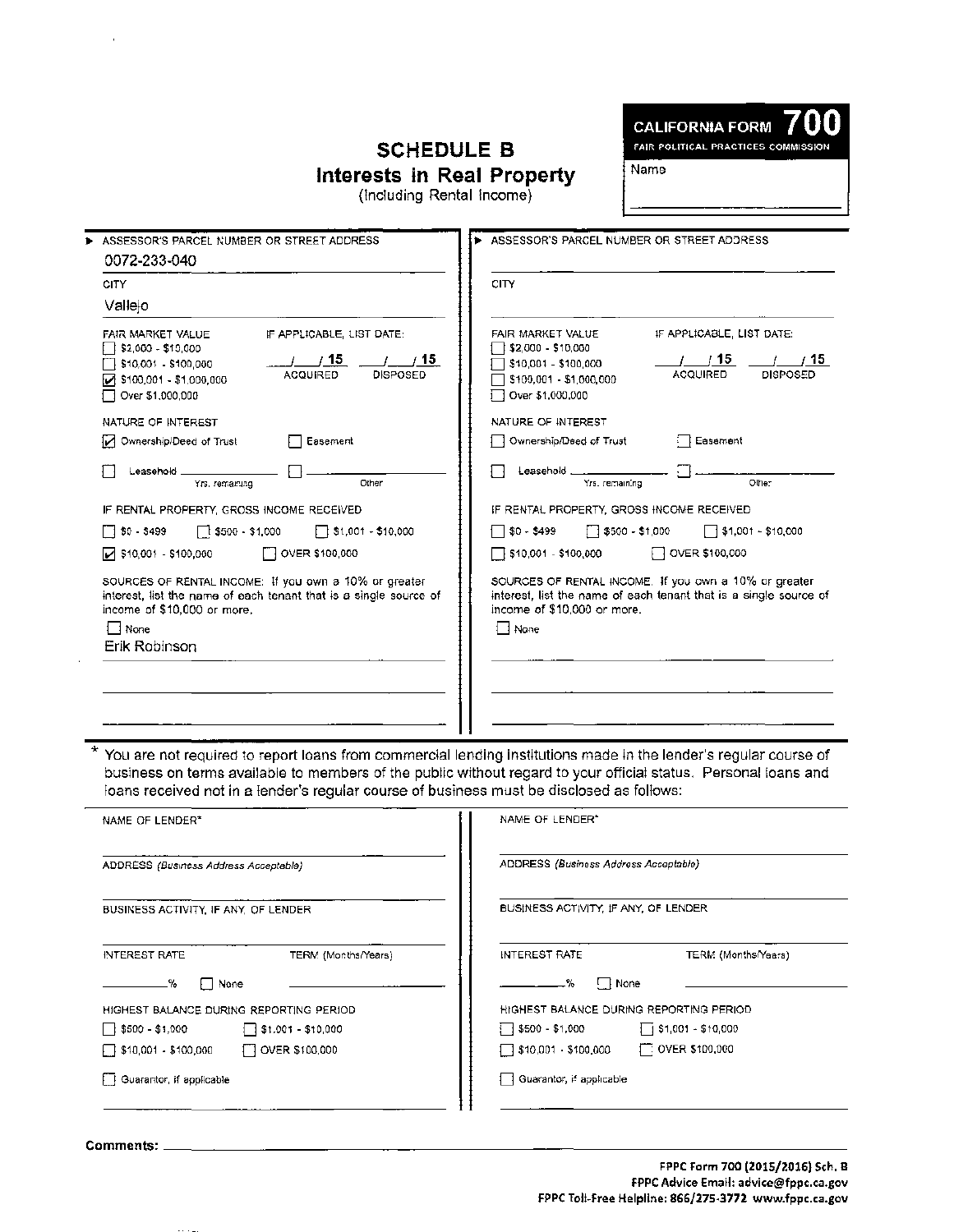# SCHEDULE B
## Interests in Real Property
(Including Rental Income)

**CALIFORNIA FORM 700**
FAIR POLITICAL PRACTICES COMMISSION

Name

---

**▶ ASSESSOR'S PARCEL NUMBER OR STREET ADDRESS**

0072-233-040

**CITY**

Vallejo

**FAIR MARKET VALUE**
- [ ] $2,000 - $10,000
- [ ] $10,001 - $100,000
- [x] $100,001 - $1,000,000
- [ ] Over $1,000,000

**IF APPLICABLE, LIST DATE:**
___/___/ 15 ACQUIRED   ___/___/ 15 DISPOSED

**NATURE OF INTEREST**
- [x] Ownership/Deed of Trust
- [ ] Easement
- [ ] Leasehold ________ Yrs. remaining
- [ ] ________ Other

**IF RENTAL PROPERTY, GROSS INCOME RECEIVED**
- [ ] $0 - $499
- [ ] $500 - $1,000
- [ ] $1,001 - $10,000
- [x] $10,001 - $100,000
- [ ] OVER $100,000

**SOURCES OF RENTAL INCOME:** If you own a 10% or greater interest, list the name of each tenant that is a single source of income of $10,000 or more.
- [ ] None

Erik Robinson

---

**▶ ASSESSOR'S PARCEL NUMBER OR STREET ADDRESS**

**CITY**

**FAIR MARKET VALUE**
- [ ] $2,000 - $10,000
- [ ] $10,001 - $100,000
- [ ] $100,001 - $1,000,000
- [ ] Over $1,000,000

**IF APPLICABLE, LIST DATE:**
___/___/ 15 ACQUIRED   ___/___/ 15 DISPOSED

**NATURE OF INTEREST**
- [ ] Ownership/Deed of Trust
- [ ] Easement
- [ ] Leasehold ________ Yrs. remaining
- [ ] ________ Other

**IF RENTAL PROPERTY, GROSS INCOME RECEIVED**
- [ ] $0 - $499
- [ ] $500 - $1,000
- [ ] $1,001 - $10,000
- [ ] $10,001 - $100,000
- [ ] OVER $100,000

**SOURCES OF RENTAL INCOME:** If you own a 10% or greater interest, list the name of each tenant that is a single source of income of $10,000 or more.
- [ ] None

---

\* You are not required to report loans from commercial lending institutions made in the lender's regular course of business on terms available to members of the public without regard to your official status. Personal loans and loans received not in a lender's regular course of business must be disclosed as follows:

**NAME OF LENDER***

**ADDRESS** *(Business Address Acceptable)*

**BUSINESS ACTIVITY, IF ANY, OF LENDER**

**INTEREST RATE** ______% [ ] None   **TERM** (Months/Years)

**HIGHEST BALANCE DURING REPORTING PERIOD**
- [ ] $500 - $1,000
- [ ] $1,001 - $10,000
- [ ] $10,001 - $100,000
- [ ] OVER $100,000

- [ ] Guarantor, if applicable

---

**NAME OF LENDER***

**ADDRESS** *(Business Address Acceptable)*

**BUSINESS ACTIVITY, IF ANY, OF LENDER**

**INTEREST RATE** ______% [ ] None   **TERM** (Months/Years)

**HIGHEST BALANCE DURING REPORTING PERIOD**
- [ ] $500 - $1,000
- [ ] $1,001 - $10,000
- [ ] $10,001 - $100,000
- [ ] OVER $100,000

- [ ] Guarantor, if applicable

---

**Comments:** ________________

FPPC Form 700 (2015/2016) Sch. B
FPPC Advice Email: advice@fppc.ca.gov
FPPC Toll-Free Helpline: 866/275-3772 www.fppc.ca.gov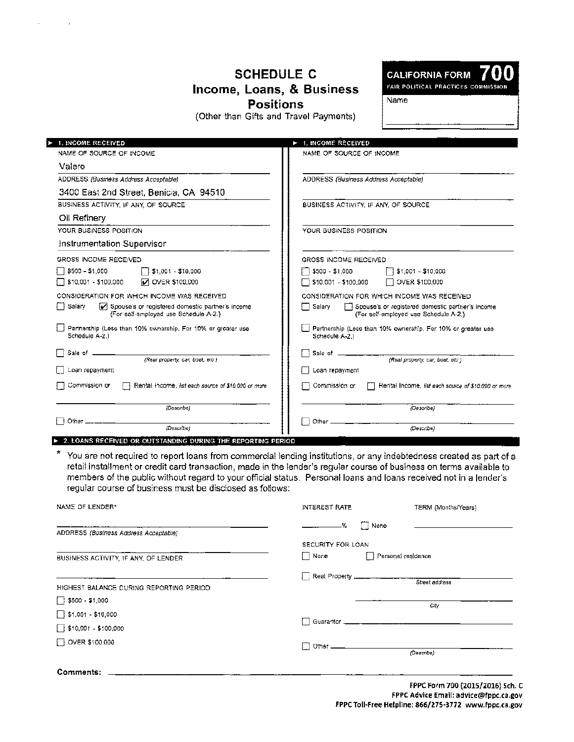# SCHEDULE C
## Income, Loans, & Business Positions
(Other than Gifts and Travel Payments)

**CALIFORNIA FORM 700**
FAIR POLITICAL PRACTICES COMMISSION

Name

---

### ▶ 1. INCOME RECEIVED

NAME OF SOURCE OF INCOME
Valero

ADDRESS *(Business Address Acceptable)*
3400 East 2nd Street, Benicia, CA 94510

BUSINESS ACTIVITY, IF ANY, OF SOURCE
Oil Refinery

YOUR BUSINESS POSITION
Instrumentation Supervisor

GROSS INCOME RECEIVED

- ☐ $500 - $1,000
- ☐ $1,001 - $10,000
- ☐ $10,001 - $100,000
- ☑ OVER $100,000

CONSIDERATION FOR WHICH INCOME WAS RECEIVED

- ☐ Salary
- ☑ Spouse's or registered domestic partner's income (For self-employed use Schedule A-2.)
- ☐ Partnership (Less than 10% ownership. For 10% or greater use Schedule A-2.)
- ☐ Sale of ________________ *(Real property, car, boat, etc.)*
- ☐ Loan repayment
- ☐ Commission or ☐ Rental Income, *list each source of $10,000 or more*

________________ *(Describe)*

- ☐ Other ________________ *(Describe)*

---

### ▶ 1. INCOME RECEIVED

NAME OF SOURCE OF INCOME

ADDRESS *(Business Address Acceptable)*

BUSINESS ACTIVITY, IF ANY, OF SOURCE

YOUR BUSINESS POSITION

GROSS INCOME RECEIVED

- ☐ $500 - $1,000
- ☐ $1,001 - $10,000
- ☐ $10,001 - $100,000
- ☐ OVER $100,000

CONSIDERATION FOR WHICH INCOME WAS RECEIVED

- ☐ Salary
- ☐ Spouse's or registered domestic partner's income (For self-employed use Schedule A-2.)
- ☐ Partnership (Less than 10% ownership. For 10% or greater use Schedule A-2.)
- ☐ Sale of ________________ *(Real property, car, boat, etc.)*
- ☐ Loan repayment
- ☐ Commission or ☐ Rental Income, *list each source of $10,000 or more*

________________ *(Describe)*

- ☐ Other ________________ *(Describe)*

---

### ▶ 2. LOANS RECEIVED OR OUTSTANDING DURING THE REPORTING PERIOD

\* You are not required to report loans from commercial lending institutions, or any indebtedness created as part of a retail installment or credit card transaction, made in the lender's regular course of business on terms available to members of the public without regard to your official status. Personal loans and loans received not in a lender's regular course of business must be disclosed as follows:

NAME OF LENDER*

ADDRESS *(Business Address Acceptable)*

BUSINESS ACTIVITY, IF ANY, OF LENDER

HIGHEST BALANCE DURING REPORTING PERIOD

- ☐ $500 - $1,000
- ☐ $1,001 - $10,000
- ☐ $10,001 - $100,000
- ☐ OVER $100,000

INTEREST RATE ________ % ☐ None

TERM (Months/Years) ________

SECURITY FOR LOAN

- ☐ None
- ☐ Personal residence
- ☐ Real Property ________________ *Street address*

________________ *City*

- ☐ Guarantor ________________
- ☐ Other ________________ *(Describe)*

**Comments:** ________________

FPPC Form 700 (2015/2016) Sch. C
FPPC Advice Email: advice@fppc.ca.gov
FPPC Toll-Free Helpline: 866/275-3772 www.fppc.ca.gov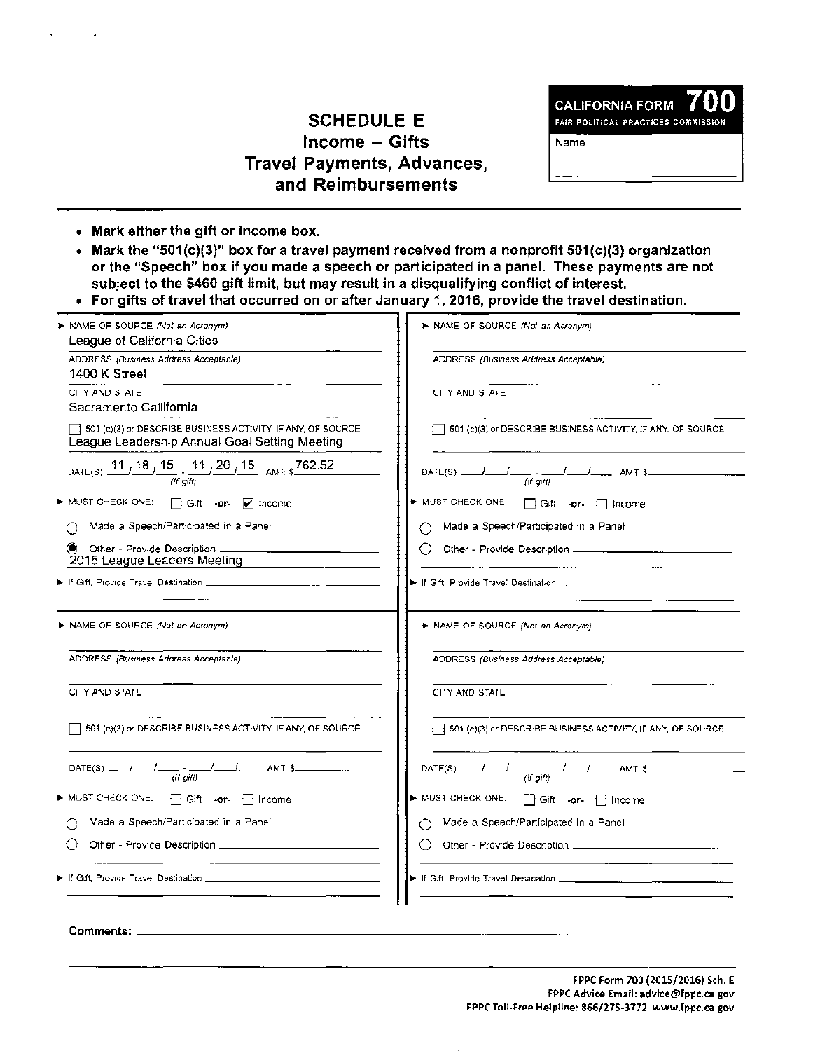# SCHEDULE E
## Income – Gifts
## Travel Payments, Advances, and Reimbursements

**CALIFORNIA FORM 700**
FAIR POLITICAL PRACTICES COMMISSION

Name

- **Mark either the gift or income box.**
- **Mark the "501(c)(3)" box for a travel payment received from a nonprofit 501(c)(3) organization or the "Speech" box if you made a speech or participated in a panel. These payments are not subject to the $460 gift limit, but may result in a disqualifying conflict of interest.**
- **For gifts of travel that occurred on or after January 1, 2016, provide the travel destination.**

---

► NAME OF SOURCE *(Not an Acronym)*
League of California Cities

ADDRESS *(Business Address Acceptable)*
1400 K Street

CITY AND STATE
Sacramento Callifornia

☐ 501 (c)(3) or DESCRIBE BUSINESS ACTIVITY, IF ANY, OF SOURCE
League Leadership Annual Goal Setting Meeting

DATE(S) 11 / 18 / 15 - 11 / 20 / 15 *(If gift)* AMT. $ 762.52

► MUST CHECK ONE: ☐ Gift -or- ☑ Income

○ Made a Speech/Participated in a Panel

◉ Other - Provide Description
2015 League Leaders Meeting

► If Gift, Provide Travel Destination

---

► NAME OF SOURCE *(Not an Acronym)*

ADDRESS *(Business Address Acceptable)*

CITY AND STATE

☐ 501 (c)(3) or DESCRIBE BUSINESS ACTIVITY, IF ANY, OF SOURCE

DATE(S) ___/___/___ - ___/___/___ *(If gift)* AMT. $

► MUST CHECK ONE: ☐ Gift -or- ☐ Income

○ Made a Speech/Participated in a Panel

○ Other - Provide Description

► If Gift, Provide Travel Destination

---

► NAME OF SOURCE *(Not an Acronym)*

ADDRESS *(Business Address Acceptable)*

CITY AND STATE

☐ 501 (c)(3) or DESCRIBE BUSINESS ACTIVITY, IF ANY, OF SOURCE

DATE(S) ___/___/___ - ___/___/___ *(If gift)* AMT. $

► MUST CHECK ONE: ☐ Gift -or- ☐ Income

○ Made a Speech/Participated in a Panel

○ Other - Provide Description

► If Gift, Provide Travel Destination

---

► NAME OF SOURCE *(Not an Acronym)*

ADDRESS *(Business Address Acceptable)*

CITY AND STATE

☐ 501 (c)(3) or DESCRIBE BUSINESS ACTIVITY, IF ANY, OF SOURCE

DATE(S) ___/___/___ - ___/___/___ *(If gift)* AMT. $

► MUST CHECK ONE: ☐ Gift -or- ☐ Income

○ Made a Speech/Participated in a Panel

○ Other - Provide Description

► If Gift, Provide Travel Destination

---

**Comments:**

**FPPC Form 700 (2015/2016) Sch. E**
**FPPC Advice Email: advice@fppc.ca.gov**
**FPPC Toll-Free Helpline: 866/275-3772 www.fppc.ca.gov**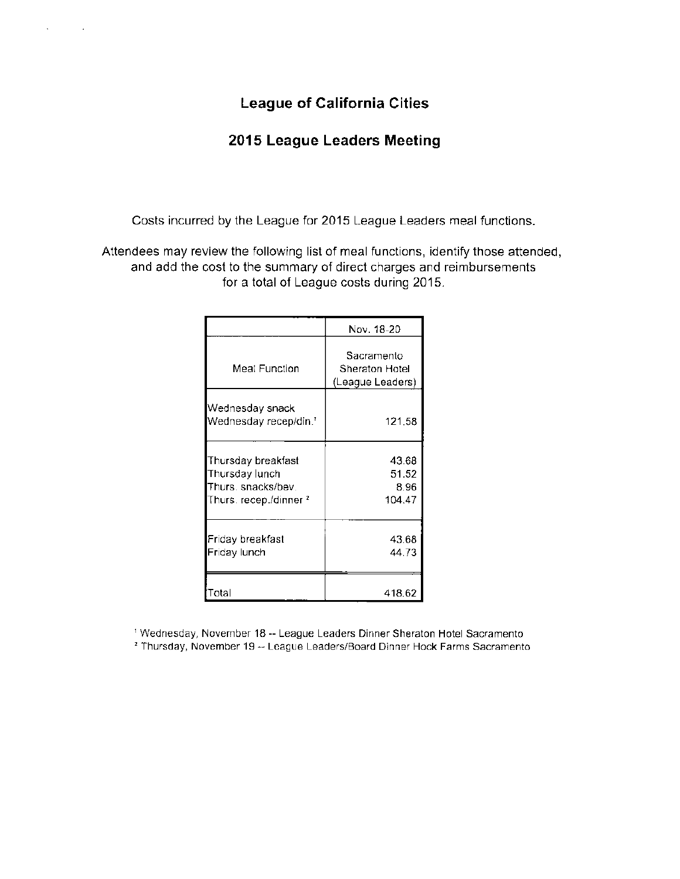# League of California Cities

## 2015 League Leaders Meeting

Costs incurred by the League for 2015 League Leaders meal functions.

Attendees may review the following list of meal functions, identify those attended, and add the cost to the summary of direct charges and reimbursements for a total of League costs during 2015.

| | Nov. 18-20 |
|---|---|
| Meal Function | Sacramento Sheraton Hotel (League Leaders) |
| Wednesday snack | |
| Wednesday recep/din.[1] | 121.58 |
| Thursday breakfast | 43.68 |
| Thursday lunch | 51.52 |
| Thurs. snacks/bev. | 8.96 |
| Thurs. recep./dinner [2] | 104.47 |
| Friday breakfast | 43.68 |
| Friday lunch | 44.73 |
| Total | 418.62 |

[1] Wednesday, November 18 -- League Leaders Dinner Sheraton Hotel Sacramento
[2] Thursday, November 19 -- League Leaders/Board Dinner Hock Farms Sacramento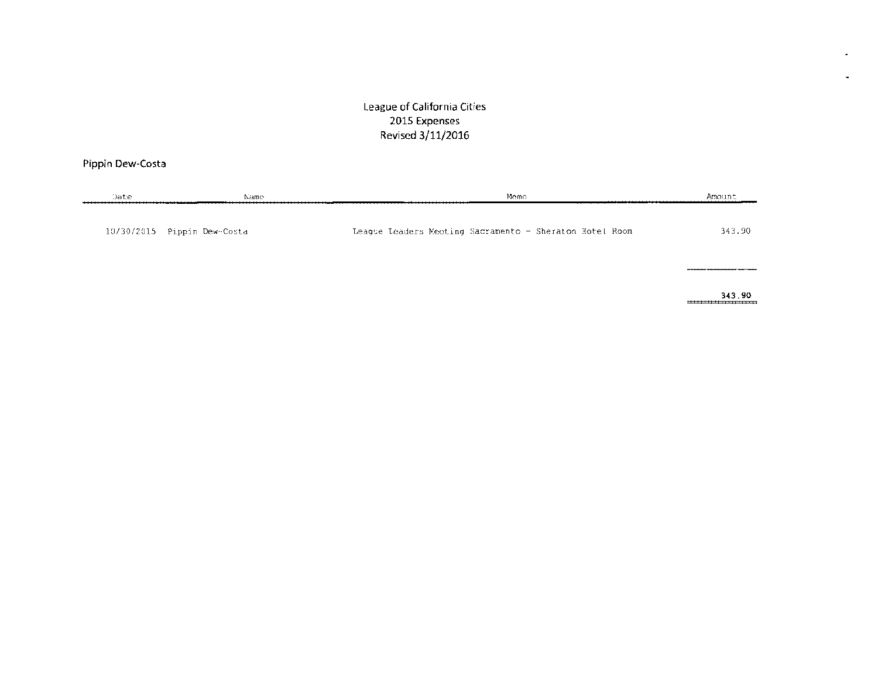League of California Cities
2015 Expenses
Revised 3/11/2016

Pippin Dew-Costa

| Date | Name | Memo | Amount |
|---|---|---|---|
| 10/30/2015 | Pippin Dew-Costa | League Leaders Meeting Sacramento - Sheraton Hotel Room | 343.90 |
| | | | **343.90** |